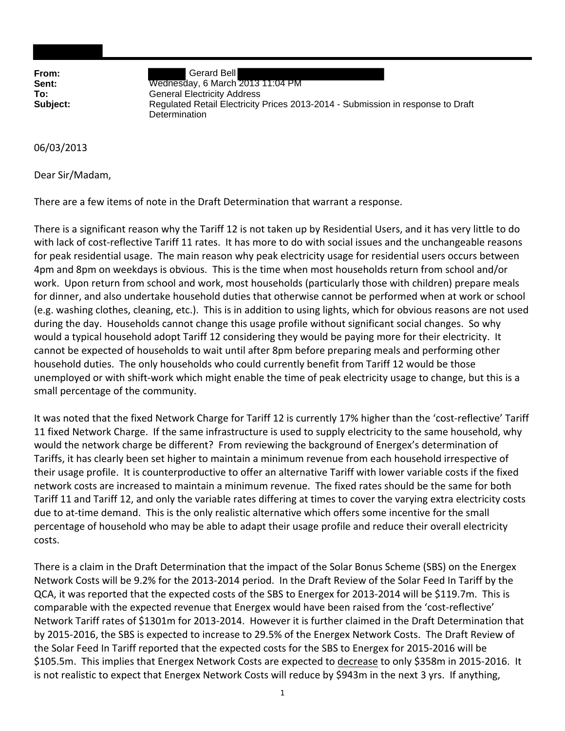**From:** Gerard Bell
**Sent:** Wednesday, 6 March 2013 11:04 PM
**To:** General Electricity Address
**Subject:** Regulated Retail Electricity Prices 2013-2014 - Submission in response to Draft Determination

06/03/2013

Dear Sir/Madam,

There are a few items of note in the Draft Determination that warrant a response.

There is a significant reason why the Tariff 12 is not taken up by Residential Users, and it has very little to do with lack of cost-reflective Tariff 11 rates. It has more to do with social issues and the unchangeable reasons for peak residential usage. The main reason why peak electricity usage for residential users occurs between 4pm and 8pm on weekdays is obvious. This is the time when most households return from school and/or work. Upon return from school and work, most households (particularly those with children) prepare meals for dinner, and also undertake household duties that otherwise cannot be performed when at work or school (e.g. washing clothes, cleaning, etc.). This is in addition to using lights, which for obvious reasons are not used during the day. Households cannot change this usage profile without significant social changes. So why would a typical household adopt Tariff 12 considering they would be paying more for their electricity. It cannot be expected of households to wait until after 8pm before preparing meals and performing other household duties. The only households who could currently benefit from Tariff 12 would be those unemployed or with shift-work which might enable the time of peak electricity usage to change, but this is a small percentage of the community.

It was noted that the fixed Network Charge for Tariff 12 is currently 17% higher than the 'cost-reflective' Tariff 11 fixed Network Charge. If the same infrastructure is used to supply electricity to the same household, why would the network charge be different? From reviewing the background of Energex's determination of Tariffs, it has clearly been set higher to maintain a minimum revenue from each household irrespective of their usage profile. It is counterproductive to offer an alternative Tariff with lower variable costs if the fixed network costs are increased to maintain a minimum revenue. The fixed rates should be the same for both Tariff 11 and Tariff 12, and only the variable rates differing at times to cover the varying extra electricity costs due to at-time demand. This is the only realistic alternative which offers some incentive for the small percentage of household who may be able to adapt their usage profile and reduce their overall electricity costs.

There is a claim in the Draft Determination that the impact of the Solar Bonus Scheme (SBS) on the Energex Network Costs will be 9.2% for the 2013-2014 period. In the Draft Review of the Solar Feed In Tariff by the QCA, it was reported that the expected costs of the SBS to Energex for 2013-2014 will be \$119.7m. This is comparable with the expected revenue that Energex would have been raised from the 'cost-reflective' Network Tariff rates of \$1301m for 2013-2014. However it is further claimed in the Draft Determination that by 2015-2016, the SBS is expected to increase to 29.5% of the Energex Network Costs. The Draft Review of the Solar Feed In Tariff reported that the expected costs for the SBS to Energex for 2015-2016 will be \$105.5m. This implies that Energex Network Costs are expected to <u>decrease</u> to only \$358m in 2015-2016. It is not realistic to expect that Energex Network Costs will reduce by \$943m in the next 3 yrs. If anything,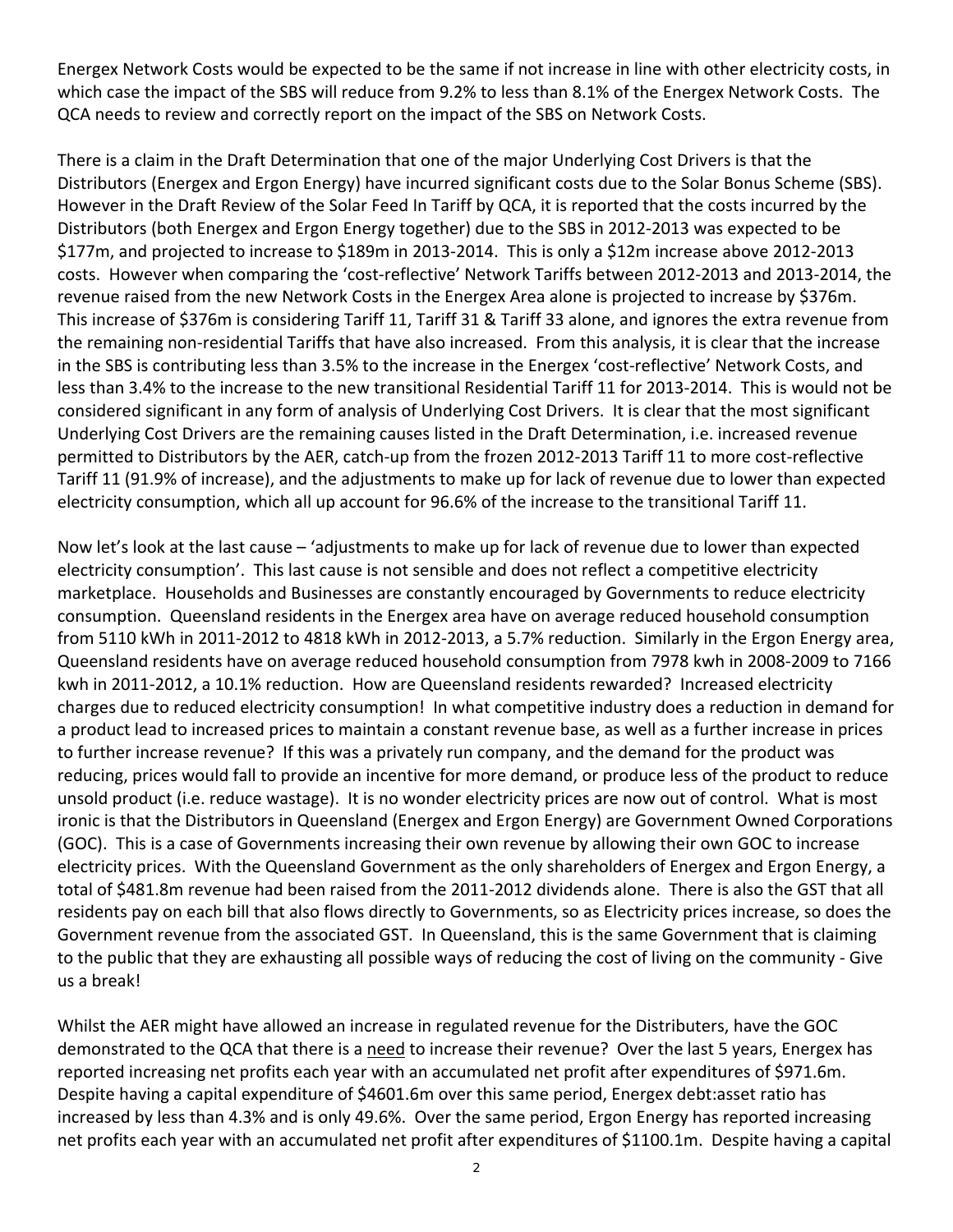Energex Network Costs would be expected to be the same if not increase in line with other electricity costs, in which case the impact of the SBS will reduce from 9.2% to less than 8.1% of the Energex Network Costs. The QCA needs to review and correctly report on the impact of the SBS on Network Costs.

There is a claim in the Draft Determination that one of the major Underlying Cost Drivers is that the Distributors (Energex and Ergon Energy) have incurred significant costs due to the Solar Bonus Scheme (SBS). However in the Draft Review of the Solar Feed In Tariff by QCA, it is reported that the costs incurred by the Distributors (both Energex and Ergon Energy together) due to the SBS in 2012-2013 was expected to be \$177m, and projected to increase to \$189m in 2013-2014. This is only a \$12m increase above 2012-2013 costs. However when comparing the 'cost-reflective' Network Tariffs between 2012-2013 and 2013-2014, the revenue raised from the new Network Costs in the Energex Area alone is projected to increase by \$376m. This increase of \$376m is considering Tariff 11, Tariff 31 & Tariff 33 alone, and ignores the extra revenue from the remaining non-residential Tariffs that have also increased. From this analysis, it is clear that the increase in the SBS is contributing less than 3.5% to the increase in the Energex 'cost-reflective' Network Costs, and less than 3.4% to the increase to the new transitional Residential Tariff 11 for 2013-2014. This is would not be considered significant in any form of analysis of Underlying Cost Drivers. It is clear that the most significant Underlying Cost Drivers are the remaining causes listed in the Draft Determination, i.e. increased revenue permitted to Distributors by the AER, catch-up from the frozen 2012-2013 Tariff 11 to more cost-reflective Tariff 11 (91.9% of increase), and the adjustments to make up for lack of revenue due to lower than expected electricity consumption, which all up account for 96.6% of the increase to the transitional Tariff 11.

Now let's look at the last cause – 'adjustments to make up for lack of revenue due to lower than expected electricity consumption'. This last cause is not sensible and does not reflect a competitive electricity marketplace. Households and Businesses are constantly encouraged by Governments to reduce electricity consumption. Queensland residents in the Energex area have on average reduced household consumption from 5110 kWh in 2011-2012 to 4818 kWh in 2012-2013, a 5.7% reduction. Similarly in the Ergon Energy area, Queensland residents have on average reduced household consumption from 7978 kwh in 2008-2009 to 7166 kwh in 2011-2012, a 10.1% reduction. How are Queensland residents rewarded? Increased electricity charges due to reduced electricity consumption! In what competitive industry does a reduction in demand for a product lead to increased prices to maintain a constant revenue base, as well as a further increase in prices to further increase revenue? If this was a privately run company, and the demand for the product was reducing, prices would fall to provide an incentive for more demand, or produce less of the product to reduce unsold product (i.e. reduce wastage). It is no wonder electricity prices are now out of control. What is most ironic is that the Distributors in Queensland (Energex and Ergon Energy) are Government Owned Corporations (GOC). This is a case of Governments increasing their own revenue by allowing their own GOC to increase electricity prices. With the Queensland Government as the only shareholders of Energex and Ergon Energy, a total of \$481.8m revenue had been raised from the 2011-2012 dividends alone. There is also the GST that all residents pay on each bill that also flows directly to Governments, so as Electricity prices increase, so does the Government revenue from the associated GST. In Queensland, this is the same Government that is claiming to the public that they are exhausting all possible ways of reducing the cost of living on the community - Give us a break!

Whilst the AER might have allowed an increase in regulated revenue for the Distributers, have the GOC demonstrated to the QCA that there is a <u>need</u> to increase their revenue? Over the last 5 years, Energex has reported increasing net profits each year with an accumulated net profit after expenditures of \$971.6m. Despite having a capital expenditure of \$4601.6m over this same period, Energex debt:asset ratio has increased by less than 4.3% and is only 49.6%. Over the same period, Ergon Energy has reported increasing net profits each year with an accumulated net profit after expenditures of \$1100.1m. Despite having a capital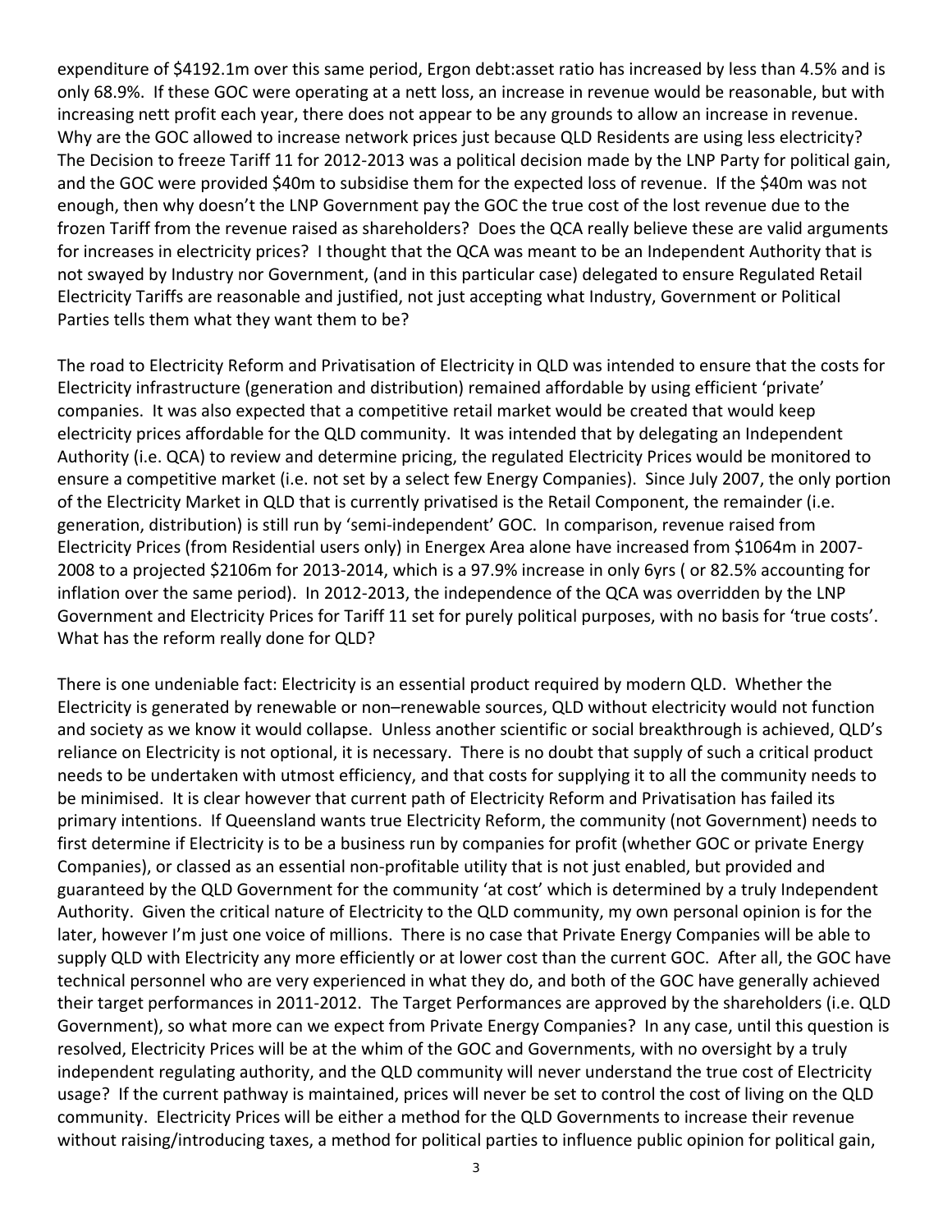expenditure of $4192.1m over this same period, Ergon debt:asset ratio has increased by less than 4.5% and is only 68.9%. If these GOC were operating at a nett loss, an increase in revenue would be reasonable, but with increasing nett profit each year, there does not appear to be any grounds to allow an increase in revenue. Why are the GOC allowed to increase network prices just because QLD Residents are using less electricity? The Decision to freeze Tariff 11 for 2012-2013 was a political decision made by the LNP Party for political gain, and the GOC were provided $40m to subsidise them for the expected loss of revenue. If the $40m was not enough, then why doesn't the LNP Government pay the GOC the true cost of the lost revenue due to the frozen Tariff from the revenue raised as shareholders? Does the QCA really believe these are valid arguments for increases in electricity prices? I thought that the QCA was meant to be an Independent Authority that is not swayed by Industry nor Government, (and in this particular case) delegated to ensure Regulated Retail Electricity Tariffs are reasonable and justified, not just accepting what Industry, Government or Political Parties tells them what they want them to be?

The road to Electricity Reform and Privatisation of Electricity in QLD was intended to ensure that the costs for Electricity infrastructure (generation and distribution) remained affordable by using efficient 'private' companies. It was also expected that a competitive retail market would be created that would keep electricity prices affordable for the QLD community. It was intended that by delegating an Independent Authority (i.e. QCA) to review and determine pricing, the regulated Electricity Prices would be monitored to ensure a competitive market (i.e. not set by a select few Energy Companies). Since July 2007, the only portion of the Electricity Market in QLD that is currently privatised is the Retail Component, the remainder (i.e. generation, distribution) is still run by 'semi-independent' GOC. In comparison, revenue raised from Electricity Prices (from Residential users only) in Energex Area alone have increased from $1064m in 2007-2008 to a projected $2106m for 2013-2014, which is a 97.9% increase in only 6yrs ( or 82.5% accounting for inflation over the same period). In 2012-2013, the independence of the QCA was overridden by the LNP Government and Electricity Prices for Tariff 11 set for purely political purposes, with no basis for 'true costs'. What has the reform really done for QLD?

There is one undeniable fact: Electricity is an essential product required by modern QLD. Whether the Electricity is generated by renewable or non–renewable sources, QLD without electricity would not function and society as we know it would collapse. Unless another scientific or social breakthrough is achieved, QLD's reliance on Electricity is not optional, it is necessary. There is no doubt that supply of such a critical product needs to be undertaken with utmost efficiency, and that costs for supplying it to all the community needs to be minimised. It is clear however that current path of Electricity Reform and Privatisation has failed its primary intentions. If Queensland wants true Electricity Reform, the community (not Government) needs to first determine if Electricity is to be a business run by companies for profit (whether GOC or private Energy Companies), or classed as an essential non-profitable utility that is not just enabled, but provided and guaranteed by the QLD Government for the community 'at cost' which is determined by a truly Independent Authority. Given the critical nature of Electricity to the QLD community, my own personal opinion is for the later, however I'm just one voice of millions. There is no case that Private Energy Companies will be able to supply QLD with Electricity any more efficiently or at lower cost than the current GOC. After all, the GOC have technical personnel who are very experienced in what they do, and both of the GOC have generally achieved their target performances in 2011-2012. The Target Performances are approved by the shareholders (i.e. QLD Government), so what more can we expect from Private Energy Companies? In any case, until this question is resolved, Electricity Prices will be at the whim of the GOC and Governments, with no oversight by a truly independent regulating authority, and the QLD community will never understand the true cost of Electricity usage? If the current pathway is maintained, prices will never be set to control the cost of living on the QLD community. Electricity Prices will be either a method for the QLD Governments to increase their revenue without raising/introducing taxes, a method for political parties to influence public opinion for political gain,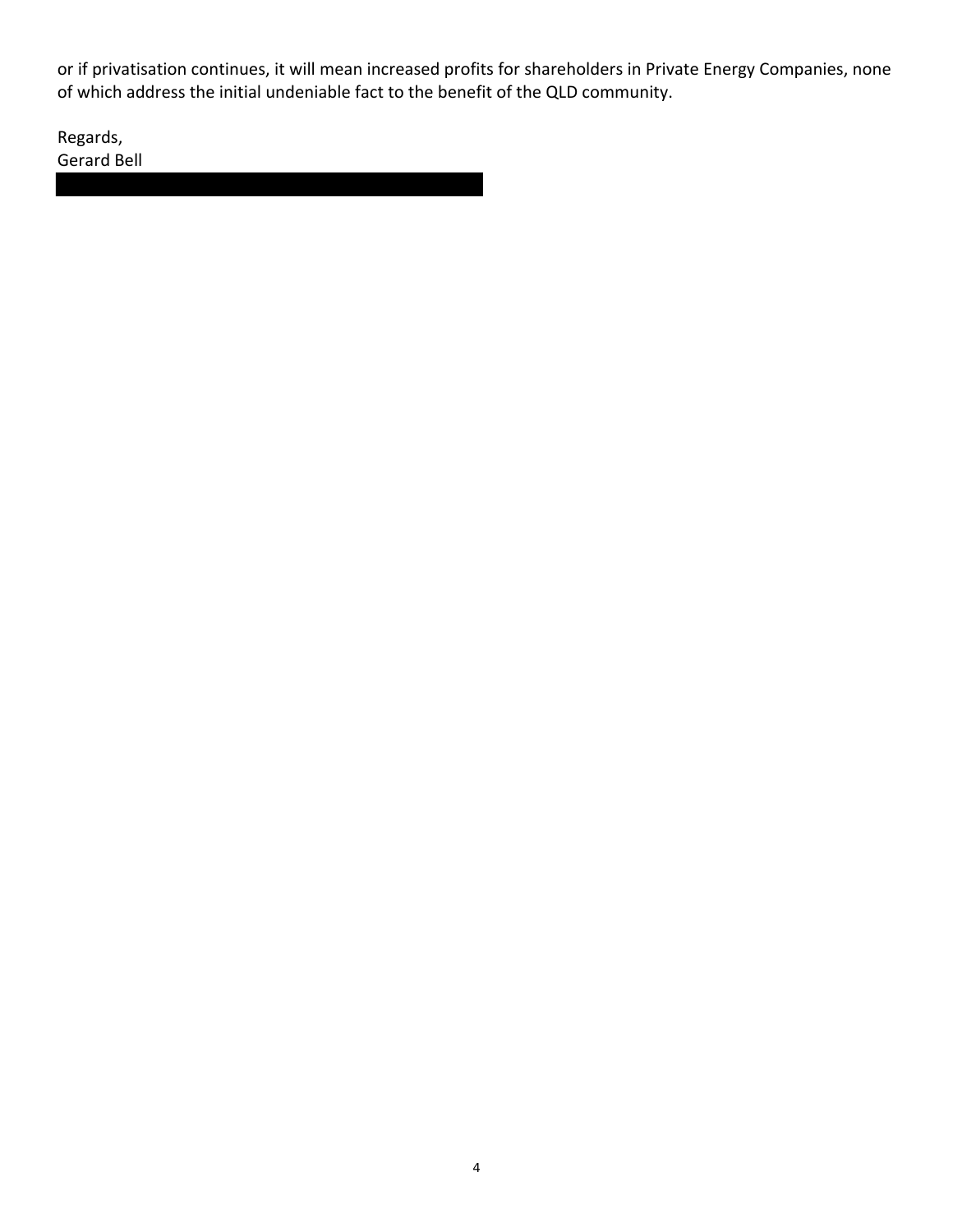or if privatisation continues, it will mean increased profits for shareholders in Private Energy Companies, none of which address the initial undeniable fact to the benefit of the QLD community.

Regards,
Gerard Bell